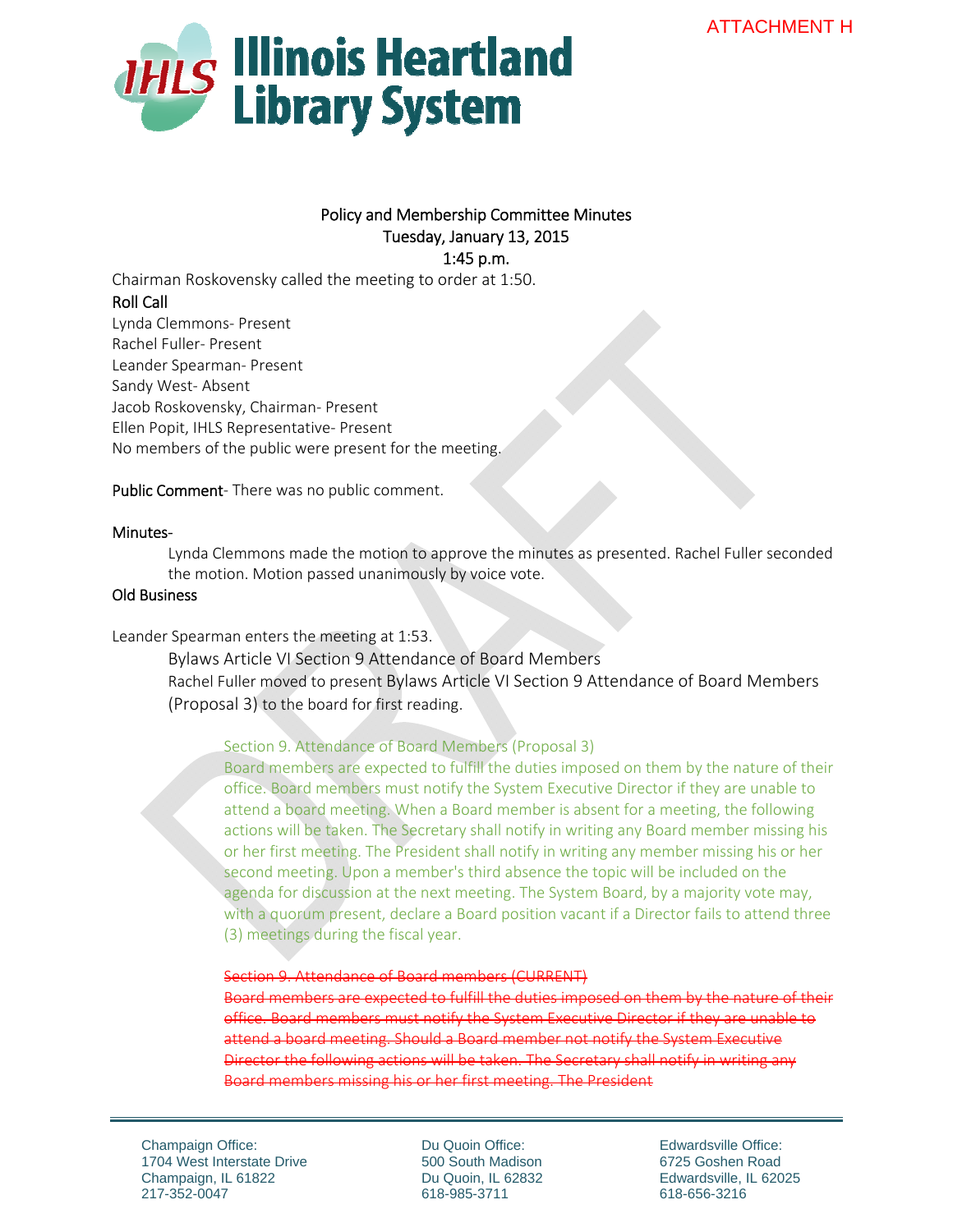ATTACHMENT H

# Illinois Heartland Library System

## Policy and Membership Committee Minutes
Tuesday, January 13, 2015
1:45 p.m.

Chairman Roskovensky called the meeting to order at 1:50.

### Roll Call

Lynda Clemmons- Present
Rachel Fuller- Present
Leander Spearman- Present
Sandy West- Absent
Jacob Roskovensky, Chairman- Present
Ellen Popit, IHLS Representative- Present
No members of the public were present for the meeting.

**Public Comment**- There was no public comment.

### Minutes-

Lynda Clemmons made the motion to approve the minutes as presented. Rachel Fuller seconded the motion. Motion passed unanimously by voice vote.

### Old Business

Leander Spearman enters the meeting at 1:53.

Bylaws Article VI Section 9 Attendance of Board Members

Rachel Fuller moved to present Bylaws Article VI Section 9 Attendance of Board Members (Proposal 3) to the board for first reading.

Section 9. Attendance of Board Members (Proposal 3)
Board members are expected to fulfill the duties imposed on them by the nature of their office. Board members must notify the System Executive Director if they are unable to attend a board meeting. When a Board member is absent for a meeting, the following actions will be taken. The Secretary shall notify in writing any Board member missing his or her first meeting. The President shall notify in writing any member missing his or her second meeting. Upon a member's third absence the topic will be included on the agenda for discussion at the next meeting. The System Board, by a majority vote may, with a quorum present, declare a Board position vacant if a Director fails to attend three (3) meetings during the fiscal year.

~~Section 9. Attendance of Board members (CURRENT)~~
~~Board members are expected to fulfill the duties imposed on them by the nature of their office. Board members must notify the System Executive Director if they are unable to attend a board meeting. Should a Board member not notify the System Executive Director the following actions will be taken. The Secretary shall notify in writing any Board members missing his or her first meeting. The President~~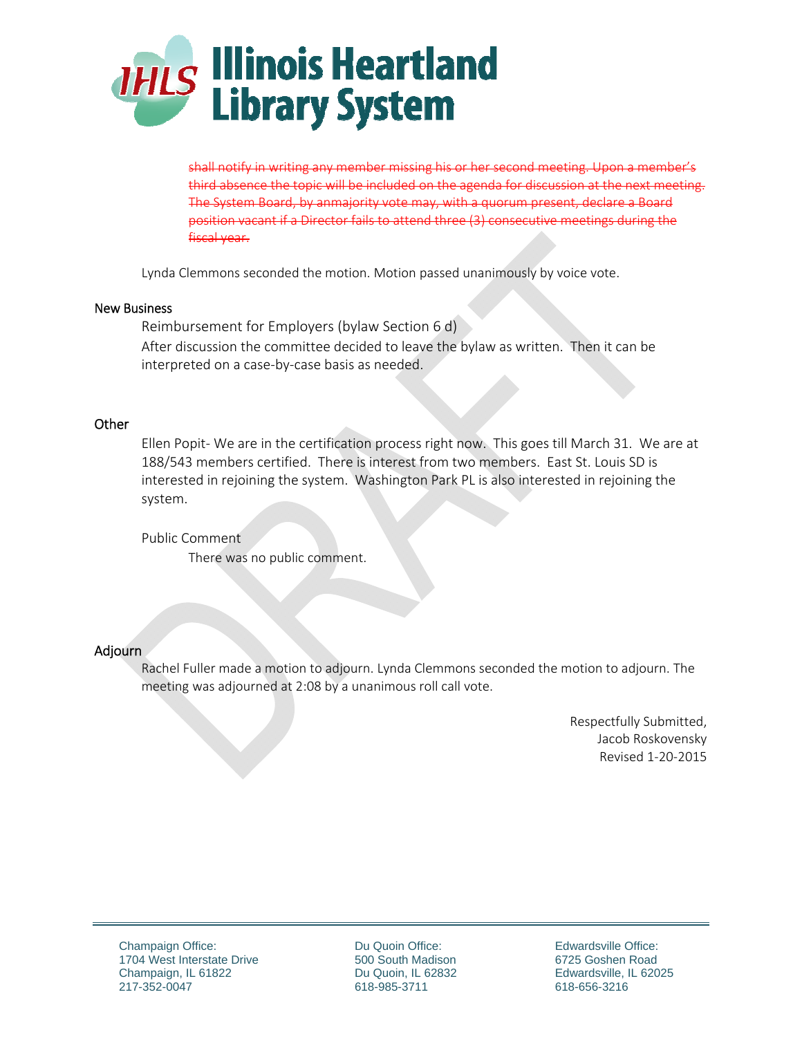~~shall notify in writing any member missing his or her second meeting. Upon a member's third absence the topic will be included on the agenda for discussion at the next meeting. The System Board, by anmajority vote may, with a quorum present, declare a Board position vacant if a Director fails to attend three (3) consecutive meetings during the fiscal year.~~

Lynda Clemmons seconded the motion. Motion passed unanimously by voice vote.

## New Business

Reimbursement for Employers (bylaw Section 6 d)

After discussion the committee decided to leave the bylaw as written. Then it can be interpreted on a case-by-case basis as needed.

## Other

Ellen Popit- We are in the certification process right now. This goes till March 31. We are at 188/543 members certified. There is interest from two members. East St. Louis SD is interested in rejoining the system. Washington Park PL is also interested in rejoining the system.

Public Comment

There was no public comment.

## Adjourn

Rachel Fuller made a motion to adjourn. Lynda Clemmons seconded the motion to adjourn. The meeting was adjourned at 2:08 by a unanimous roll call vote.

Respectfully Submitted,
Jacob Roskovensky
Revised 1-20-2015